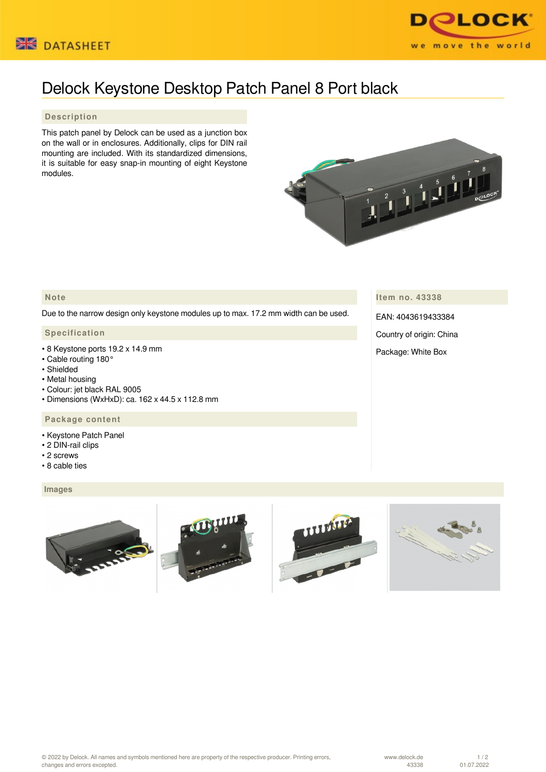# Delock Keystone Desktop Patch Panel 8 Port black

## Description

This patch panel by Delock can be used as a junction box on the wall or in enclosures. Additionally, clips for DIN rail mounting are included. With its standardized dimensions, it is suitable for easy snap-in mounting of eight Keystone modules.

## Note

Due to the narrow design only keystone modules up to max. 17.2 mm width can be used.

## Specification

- 8 Keystone ports 19.2 x 14.9 mm
- Cable routing 180°
- Shielded
- Metal housing
- Colour: jet black RAL 9005
- Dimensions (WxHxD): ca. 162 x 44.5 x 112.8 mm

## Package content

- Keystone Patch Panel
- 2 DIN-rail clips
- 2 screws
- 8 cable ties

## Item no. 43338

EAN: 4043619433384

Country of origin: China

Package: White Box

## Images

© 2022 by Delock. All names and symbols mentioned here are property of the respective producer. Printing errors, changes and errors excepted.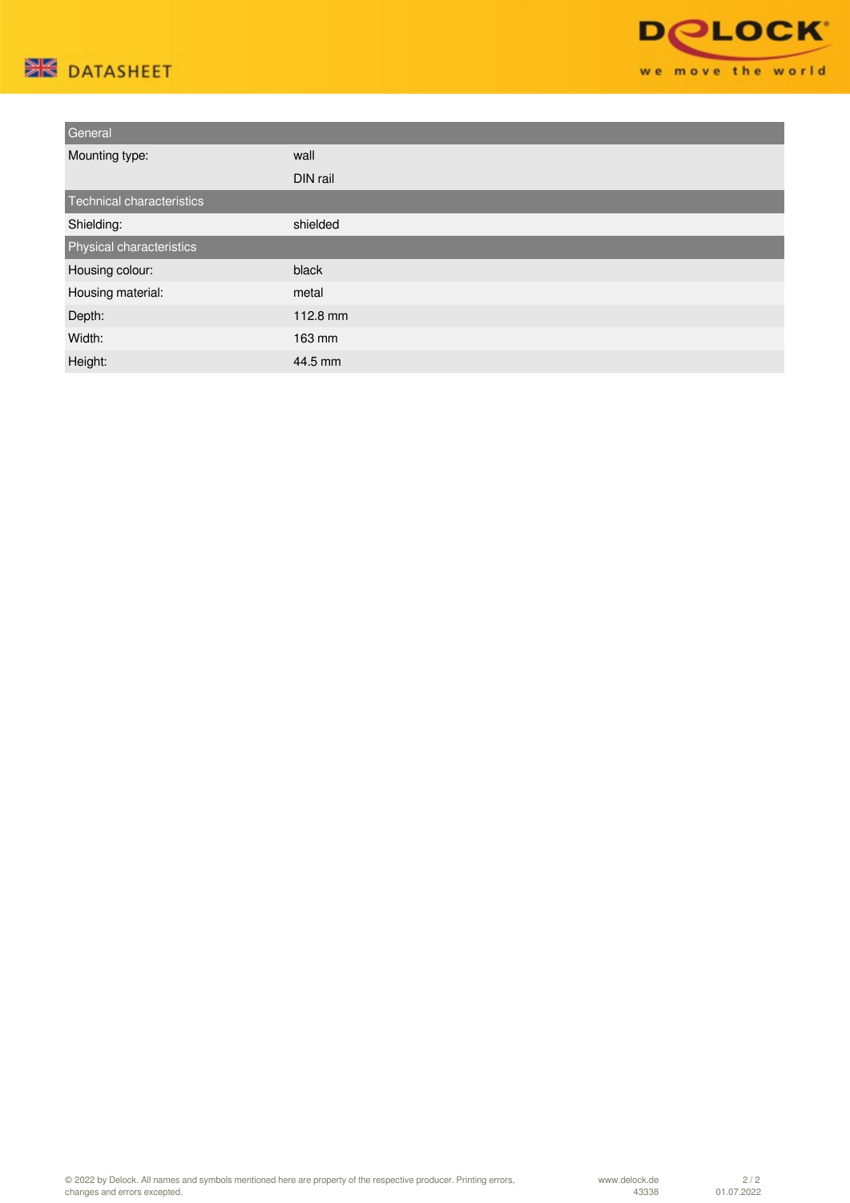| | |
|---|---|
| **General** | |
| Mounting type: | wall |
| | DIN rail |
| **Technical characteristics** | |
| Shielding: | shielded |
| **Physical characteristics** | |
| Housing colour: | black |
| Housing material: | metal |
| Depth: | 112.8 mm |
| Width: | 163 mm |
| Height: | 44.5 mm |

© 2022 by Delock. All names and symbols mentioned here are property of the respective producer. Printing errors, changes and errors excepted.

www.delock.de
43338
01.07.2022